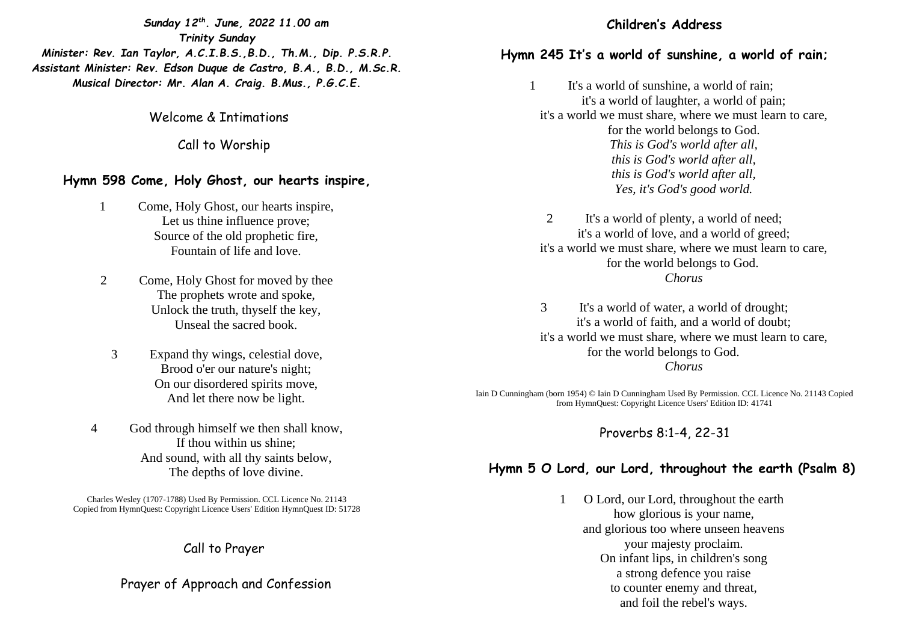***Sunday 12th. June, 2022 11.00 am***
***Trinity Sunday***
***Minister: Rev. Ian Taylor, A.C.I.B.S.,B.D., Th.M., Dip. P.S.R.P.***
***Assistant Minister: Rev. Edson Duque de Castro, B.A., B.D., M.Sc.R.***
***Musical Director: Mr. Alan A. Craig. B.Mus., P.G.C.E.***

Welcome & Intimations

Call to Worship

## Hymn 598 Come, Holy Ghost, our hearts inspire,

1 Come, Holy Ghost, our hearts inspire,
Let us thine influence prove;
Source of the old prophetic fire,
Fountain of life and love.

2 Come, Holy Ghost for moved by thee
The prophets wrote and spoke,
Unlock the truth, thyself the key,
Unseal the sacred book.

3 Expand thy wings, celestial dove,
Brood o'er our nature's night;
On our disordered spirits move,
And let there now be light.

4 God through himself we then shall know,
If thou within us shine;
And sound, with all thy saints below,
The depths of love divine.

Charles Wesley (1707-1788) Used By Permission. CCL Licence No. 21143
Copied from HymnQuest: Copyright Licence Users' Edition HymnQuest ID: 51728

Call to Prayer

Prayer of Approach and Confession

## Children's Address

## Hymn 245 It's a world of sunshine, a world of rain;

1 It's a world of sunshine, a world of rain;
it's a world of laughter, a world of pain;
it's a world we must share, where we must learn to care,
for the world belongs to God.
*This is God's world after all,*
*this is God's world after all,*
*this is God's world after all,*
*Yes, it's God's good world.*

2 It's a world of plenty, a world of need;
it's a world of love, and a world of greed;
it's a world we must share, where we must learn to care,
for the world belongs to God.
*Chorus*

3 It's a world of water, a world of drought;
it's a world of faith, and a world of doubt;
it's a world we must share, where we must learn to care,
for the world belongs to God.
*Chorus*

Iain D Cunningham (born 1954) © Iain D Cunningham Used By Permission. CCL Licence No. 21143 Copied from HymnQuest: Copyright Licence Users' Edition ID: 41741

Proverbs 8:1-4, 22-31

## Hymn 5 O Lord, our Lord, throughout the earth (Psalm 8)

1 O Lord, our Lord, throughout the earth
how glorious is your name,
and glorious too where unseen heavens
your majesty proclaim.
On infant lips, in children's song
a strong defence you raise
to counter enemy and threat,
and foil the rebel's ways.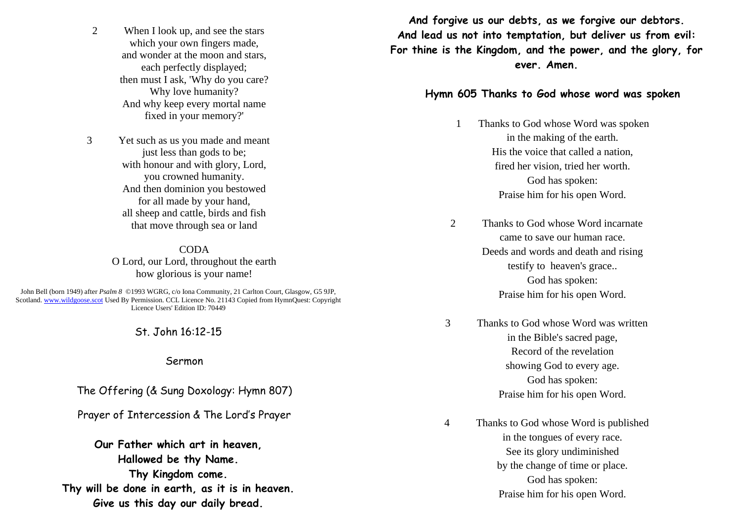2 When I look up, and see the stars
which your own fingers made,
and wonder at the moon and stars,
each perfectly displayed;
then must I ask, 'Why do you care?
Why love humanity?
And why keep every mortal name
fixed in your memory?'

3 Yet such as us you made and meant
just less than gods to be;
with honour and with glory, Lord,
you crowned humanity.
And then dominion you bestowed
for all made by your hand,
all sheep and cattle, birds and fish
that move through sea or land

CODA
O Lord, our Lord, throughout the earth
how glorious is your name!

John Bell (born 1949) after *Psalm 8* ©1993 WGRG, c/o Iona Community, 21 Carlton Court, Glasgow, G5 9JP, Scotland. www.wildgoose.scot Used By Permission. CCL Licence No. 21143 Copied from HymnQuest: Copyright Licence Users' Edition ID: 70449

St. John 16:12-15

Sermon

The Offering (& Sung Doxology: Hymn 807)

Prayer of Intercession & The Lord's Prayer

**Our Father which art in heaven,**
**Hallowed be thy Name.**
**Thy Kingdom come.**
**Thy will be done in earth, as it is in heaven.**
**Give us this day our daily bread.**
**And forgive us our debts, as we forgive our debtors.**
**And lead us not into temptation, but deliver us from evil:**
**For thine is the Kingdom, and the power, and the glory, for ever. Amen.**

## Hymn 605 Thanks to God whose word was spoken

1 Thanks to God whose Word was spoken
in the making of the earth.
His the voice that called a nation,
fired her vision, tried her worth.
God has spoken:
Praise him for his open Word.

2 Thanks to God whose Word incarnate
came to save our human race.
Deeds and words and death and rising
testify to heaven's grace..
God has spoken:
Praise him for his open Word.

3 Thanks to God whose Word was written
in the Bible's sacred page,
Record of the revelation
showing God to every age.
God has spoken:
Praise him for his open Word.

4 Thanks to God whose Word is published
in the tongues of every race.
See its glory undiminished
by the change of time or place.
God has spoken:
Praise him for his open Word.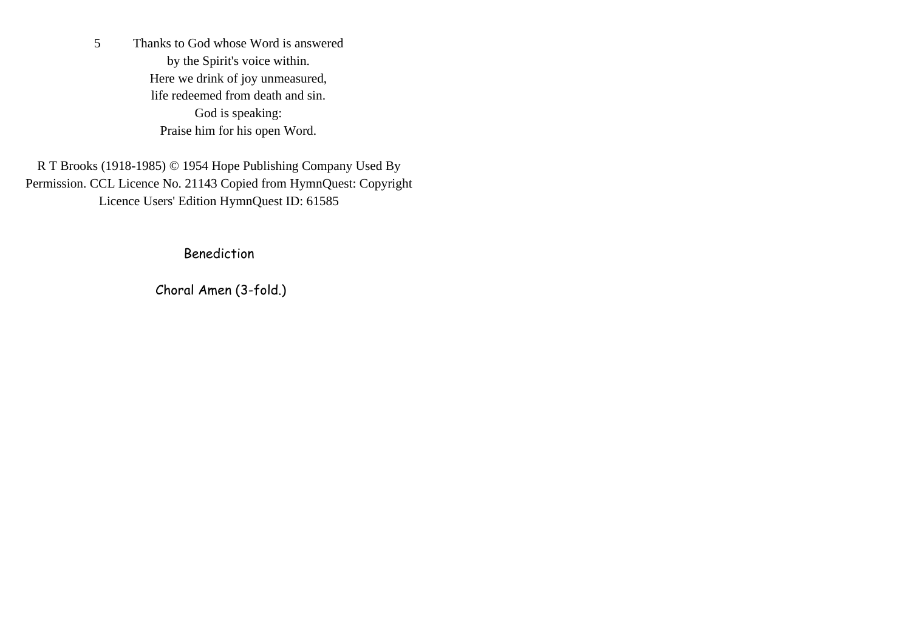5 Thanks to God whose Word is answered
by the Spirit's voice within.
Here we drink of joy unmeasured,
life redeemed from death and sin.
God is speaking:
Praise him for his open Word.

R T Brooks (1918-1985) © 1954 Hope Publishing Company Used By Permission. CCL Licence No. 21143 Copied from HymnQuest: Copyright Licence Users' Edition HymnQuest ID: 61585

Benediction

Choral Amen (3-fold.)